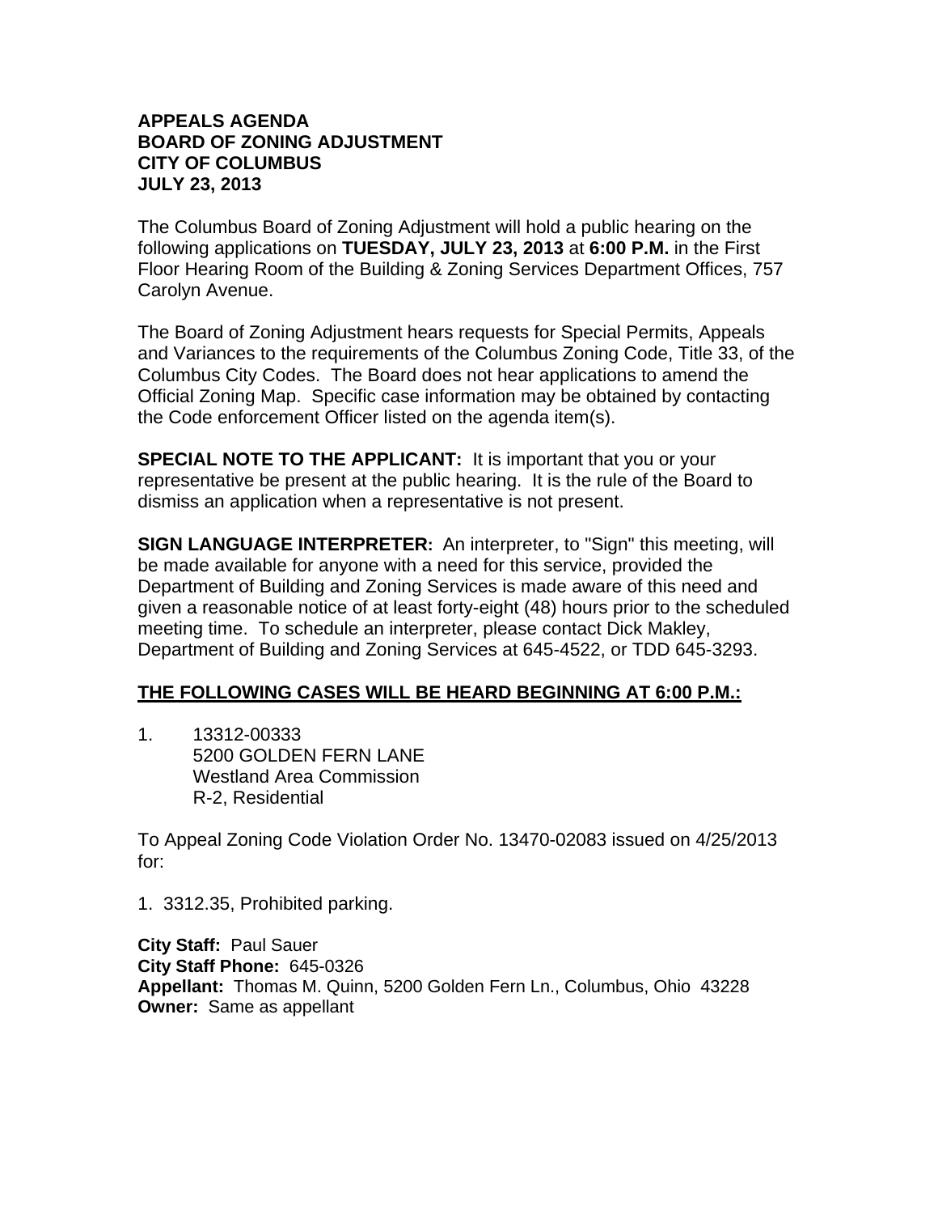# APPEALS AGENDA
# BOARD OF ZONING ADJUSTMENT
# CITY OF COLUMBUS
# JULY 23, 2013

The Columbus Board of Zoning Adjustment will hold a public hearing on the following applications on **TUESDAY, JULY 23, 2013** at **6:00 P.M.** in the First Floor Hearing Room of the Building & Zoning Services Department Offices, 757 Carolyn Avenue.

The Board of Zoning Adjustment hears requests for Special Permits, Appeals and Variances to the requirements of the Columbus Zoning Code, Title 33, of the Columbus City Codes. The Board does not hear applications to amend the Official Zoning Map. Specific case information may be obtained by contacting the Code enforcement Officer listed on the agenda item(s).

**SPECIAL NOTE TO THE APPLICANT:** It is important that you or your representative be present at the public hearing. It is the rule of the Board to dismiss an application when a representative is not present.

**SIGN LANGUAGE INTERPRETER:** An interpreter, to "Sign" this meeting, will be made available for anyone with a need for this service, provided the Department of Building and Zoning Services is made aware of this need and given a reasonable notice of at least forty-eight (48) hours prior to the scheduled meeting time. To schedule an interpreter, please contact Dick Makley, Department of Building and Zoning Services at 645-4522, or TDD 645-3293.

**THE FOLLOWING CASES WILL BE HEARD BEGINNING AT 6:00 P.M.:**

1. 13312-00333
   5200 GOLDEN FERN LANE
   Westland Area Commission
   R-2, Residential

To Appeal Zoning Code Violation Order No. 13470-02083 issued on 4/25/2013 for:

1. 3312.35, Prohibited parking.

**City Staff:** Paul Sauer
**City Staff Phone:** 645-0326
**Appellant:** Thomas M. Quinn, 5200 Golden Fern Ln., Columbus, Ohio 43228
**Owner:** Same as appellant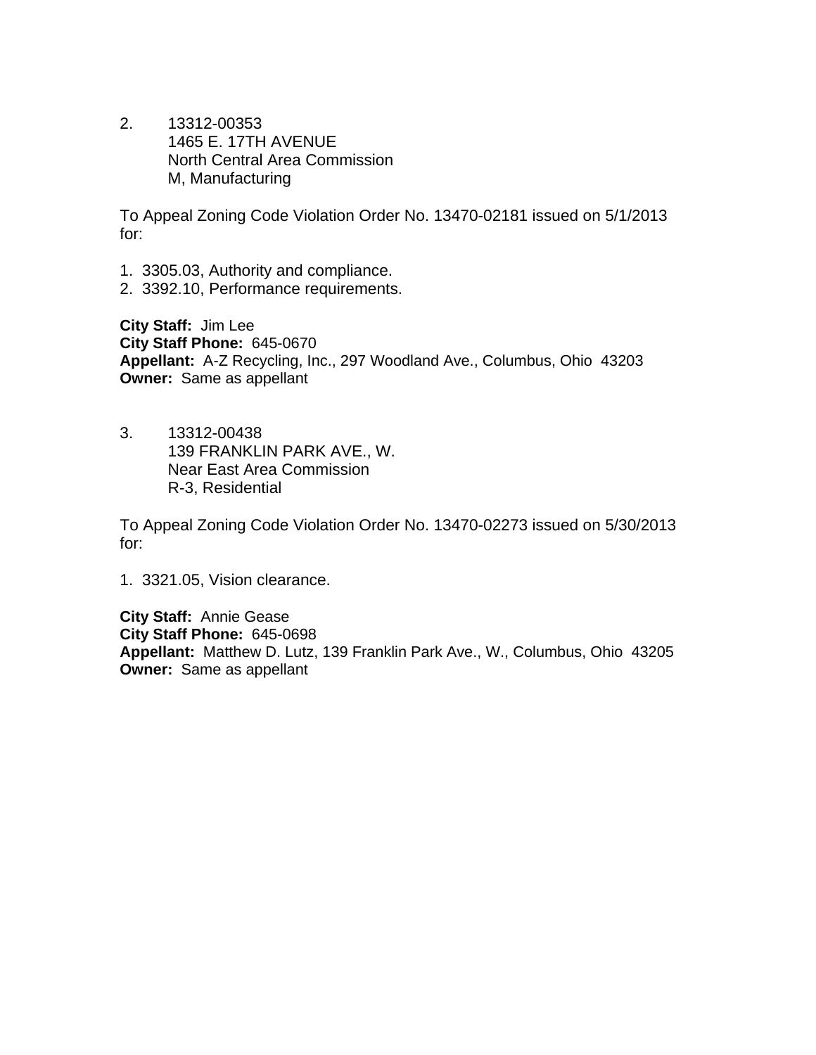2. 13312-00353
   1465 E. 17TH AVENUE
   North Central Area Commission
   M, Manufacturing

To Appeal Zoning Code Violation Order No. 13470-02181 issued on 5/1/2013 for:

1. 3305.03, Authority and compliance.
2. 3392.10, Performance requirements.

**City Staff:** Jim Lee
**City Staff Phone:** 645-0670
**Appellant:** A-Z Recycling, Inc., 297 Woodland Ave., Columbus, Ohio 43203
**Owner:** Same as appellant

3. 13312-00438
   139 FRANKLIN PARK AVE., W.
   Near East Area Commission
   R-3, Residential

To Appeal Zoning Code Violation Order No. 13470-02273 issued on 5/30/2013 for:

1. 3321.05, Vision clearance.

**City Staff:** Annie Gease
**City Staff Phone:** 645-0698
**Appellant:** Matthew D. Lutz, 139 Franklin Park Ave., W., Columbus, Ohio 43205
**Owner:** Same as appellant